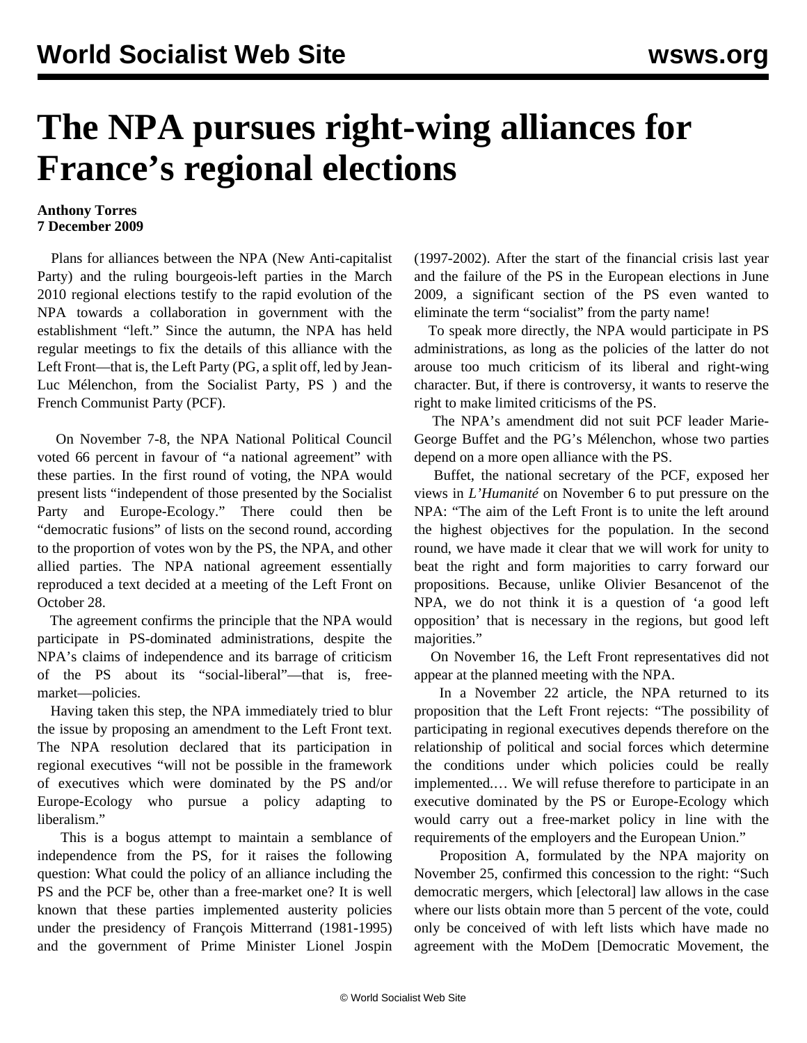# The NPA pursues right-wing alliances for France's regional elections

**Anthony Torres**
**7 December 2009**

Plans for alliances between the NPA (New Anti-capitalist Party) and the ruling bourgeois-left parties in the March 2010 regional elections testify to the rapid evolution of the NPA towards a collaboration in government with the establishment "left." Since the autumn, the NPA has held regular meetings to fix the details of this alliance with the Left Front—that is, the Left Party (PG, a split off, led by Jean-Luc Mélenchon, from the Socialist Party, PS ) and the French Communist Party (PCF).

On November 7-8, the NPA National Political Council voted 66 percent in favour of "a national agreement" with these parties. In the first round of voting, the NPA would present lists "independent of those presented by the Socialist Party and Europe-Ecology." There could then be "democratic fusions" of lists on the second round, according to the proportion of votes won by the PS, the NPA, and other allied parties. The NPA national agreement essentially reproduced a text decided at a meeting of the Left Front on October 28.

The agreement confirms the principle that the NPA would participate in PS-dominated administrations, despite the NPA's claims of independence and its barrage of criticism of the PS about its "social-liberal"—that is, free-market—policies.

Having taken this step, the NPA immediately tried to blur the issue by proposing an amendment to the Left Front text. The NPA resolution declared that its participation in regional executives "will not be possible in the framework of executives which were dominated by the PS and/or Europe-Ecology who pursue a policy adapting to liberalism."

This is a bogus attempt to maintain a semblance of independence from the PS, for it raises the following question: What could the policy of an alliance including the PS and the PCF be, other than a free-market one? It is well known that these parties implemented austerity policies under the presidency of François Mitterrand (1981-1995) and the government of Prime Minister Lionel Jospin (1997-2002). After the start of the financial crisis last year and the failure of the PS in the European elections in June 2009, a significant section of the PS even wanted to eliminate the term "socialist" from the party name!

To speak more directly, the NPA would participate in PS administrations, as long as the policies of the latter do not arouse too much criticism of its liberal and right-wing character. But, if there is controversy, it wants to reserve the right to make limited criticisms of the PS.

The NPA's amendment did not suit PCF leader Marie-George Buffet and the PG's Mélenchon, whose two parties depend on a more open alliance with the PS.

Buffet, the national secretary of the PCF, exposed her views in *L'Humanité* on November 6 to put pressure on the NPA: "The aim of the Left Front is to unite the left around the highest objectives for the population. In the second round, we have made it clear that we will work for unity to beat the right and form majorities to carry forward our propositions. Because, unlike Olivier Besancenot of the NPA, we do not think it is a question of 'a good left opposition' that is necessary in the regions, but good left majorities."

On November 16, the Left Front representatives did not appear at the planned meeting with the NPA.

In a November 22 article, the NPA returned to its proposition that the Left Front rejects: "The possibility of participating in regional executives depends therefore on the relationship of political and social forces which determine the conditions under which policies could be really implemented.… We will refuse therefore to participate in an executive dominated by the PS or Europe-Ecology which would carry out a free-market policy in line with the requirements of the employers and the European Union."

Proposition A, formulated by the NPA majority on November 25, confirmed this concession to the right: "Such democratic mergers, which [electoral] law allows in the case where our lists obtain more than 5 percent of the vote, could only be conceived of with left lists which have made no agreement with the MoDem [Democratic Movement, the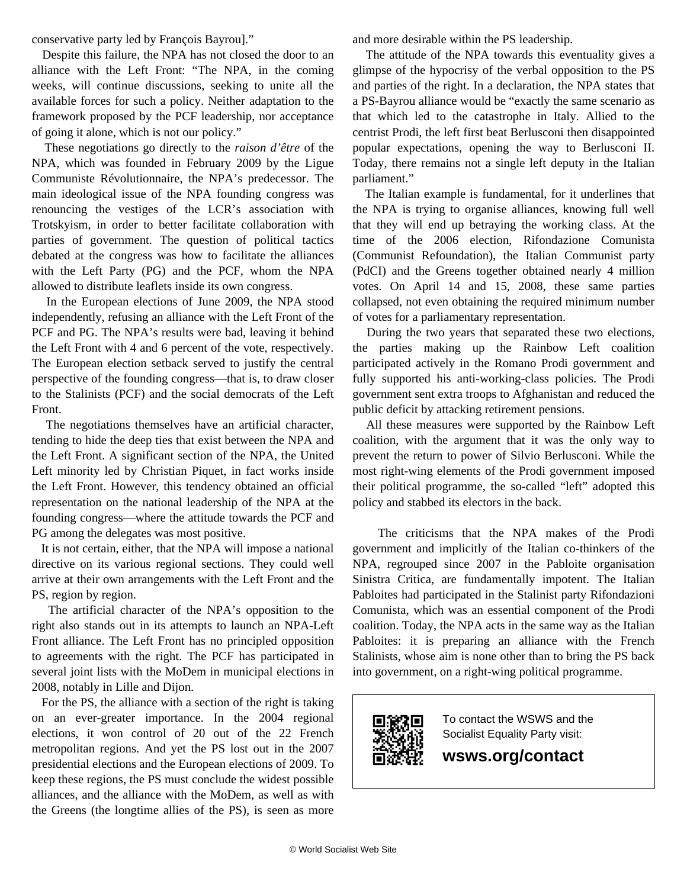conservative party led by François Bayrou]."

Despite this failure, the NPA has not closed the door to an alliance with the Left Front: "The NPA, in the coming weeks, will continue discussions, seeking to unite all the available forces for such a policy. Neither adaptation to the framework proposed by the PCF leadership, nor acceptance of going it alone, which is not our policy."

These negotiations go directly to the *raison d'être* of the NPA, which was founded in February 2009 by the Ligue Communiste Révolutionnaire, the NPA's predecessor. The main ideological issue of the NPA founding congress was renouncing the vestiges of the LCR's association with Trotskyism, in order to better facilitate collaboration with parties of government. The question of political tactics debated at the congress was how to facilitate the alliances with the Left Party (PG) and the PCF, whom the NPA allowed to distribute leaflets inside its own congress.

In the European elections of June 2009, the NPA stood independently, refusing an alliance with the Left Front of the PCF and PG. The NPA's results were bad, leaving it behind the Left Front with 4 and 6 percent of the vote, respectively. The European election setback served to justify the central perspective of the founding congress—that is, to draw closer to the Stalinists (PCF) and the social democrats of the Left Front.

The negotiations themselves have an artificial character, tending to hide the deep ties that exist between the NPA and the Left Front. A significant section of the NPA, the United Left minority led by Christian Piquet, in fact works inside the Left Front. However, this tendency obtained an official representation on the national leadership of the NPA at the founding congress—where the attitude towards the PCF and PG among the delegates was most positive.

It is not certain, either, that the NPA will impose a national directive on its various regional sections. They could well arrive at their own arrangements with the Left Front and the PS, region by region.

The artificial character of the NPA's opposition to the right also stands out in its attempts to launch an NPA-Left Front alliance. The Left Front has no principled opposition to agreements with the right. The PCF has participated in several joint lists with the MoDem in municipal elections in 2008, notably in Lille and Dijon.

For the PS, the alliance with a section of the right is taking on an ever-greater importance. In the 2004 regional elections, it won control of 20 out of the 22 French metropolitan regions. And yet the PS lost out in the 2007 presidential elections and the European elections of 2009. To keep these regions, the PS must conclude the widest possible alliances, and the alliance with the MoDem, as well as with the Greens (the longtime allies of the PS), is seen as more and more desirable within the PS leadership.

The attitude of the NPA towards this eventuality gives a glimpse of the hypocrisy of the verbal opposition to the PS and parties of the right. In a declaration, the NPA states that a PS-Bayrou alliance would be "exactly the same scenario as that which led to the catastrophe in Italy. Allied to the centrist Prodi, the left first beat Berlusconi then disappointed popular expectations, opening the way to Berlusconi II. Today, there remains not a single left deputy in the Italian parliament."

The Italian example is fundamental, for it underlines that the NPA is trying to organise alliances, knowing full well that they will end up betraying the working class. At the time of the 2006 election, Rifondazione Comunista (Communist Refoundation), the Italian Communist party (PdCI) and the Greens together obtained nearly 4 million votes. On April 14 and 15, 2008, these same parties collapsed, not even obtaining the required minimum number of votes for a parliamentary representation.

During the two years that separated these two elections, the parties making up the Rainbow Left coalition participated actively in the Romano Prodi government and fully supported his anti-working-class policies. The Prodi government sent extra troops to Afghanistan and reduced the public deficit by attacking retirement pensions.

All these measures were supported by the Rainbow Left coalition, with the argument that it was the only way to prevent the return to power of Silvio Berlusconi. While the most right-wing elements of the Prodi government imposed their political programme, the so-called "left" adopted this policy and stabbed its electors in the back.

The criticisms that the NPA makes of the Prodi government and implicitly of the Italian co-thinkers of the NPA, regrouped since 2007 in the Pabloite organisation Sinistra Critica, are fundamentally impotent. The Italian Pabloites had participated in the Stalinist party Rifondazioni Comunista, which was an essential component of the Prodi coalition. Today, the NPA acts in the same way as the Italian Pabloites: it is preparing an alliance with the French Stalinists, whose aim is none other than to bring the PS back into government, on a right-wing political programme.

To contact the WSWS and the Socialist Equality Party visit:

**wsws.org/contact**